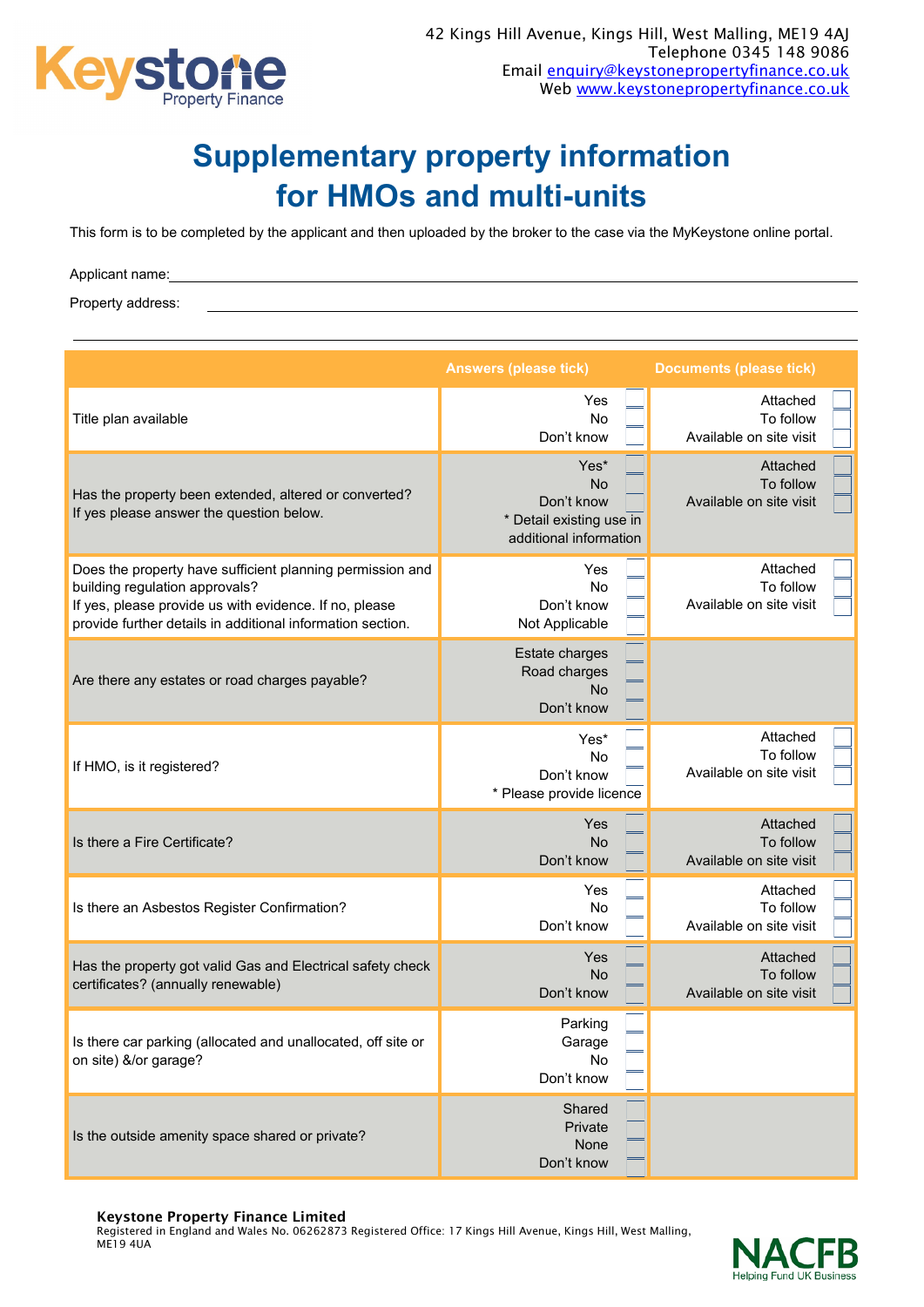Keystone Property Finance

42 Kings Hill Avenue, Kings Hill, West Malling, ME19 4AJ
Telephone 0345 148 9086
Email enquiry@keystonepropertyfinance.co.uk
Web www.keystonepropertyfinance.co.uk

# Supplementary property information for HMOs and multi-units

This form is to be completed by the applicant and then uploaded by the broker to the case via the MyKeystone online portal.

Applicant name: ______________________________

Property address: ______________________________

______________________________

| | Answers (please tick) | Documents (please tick) |
|---|---|---|
| Title plan available | Yes ☐<br>No ☐<br>Don't know ☐ | Attached ☐<br>To follow ☐<br>Available on site visit ☐ |
| Has the property been extended, altered or converted? If yes please answer the question below. | Yes* ☐<br>No ☐<br>Don't know ☐<br>* Detail existing use in additional information | Attached ☐<br>To follow ☐<br>Available on site visit ☐ |
| Does the property have sufficient planning permission and building regulation approvals? If yes, please provide us with evidence. If no, please provide further details in additional information section. | Yes ☐<br>No ☐<br>Don't know ☐<br>Not Applicable ☐ | Attached ☐<br>To follow ☐<br>Available on site visit ☐ |
| Are there any estates or road charges payable? | Estate charges ☐<br>Road charges ☐<br>No ☐<br>Don't know ☐ | |
| If HMO, is it registered? | Yes* ☐<br>No ☐<br>Don't know ☐<br>* Please provide licence | Attached ☐<br>To follow ☐<br>Available on site visit ☐ |
| Is there a Fire Certificate? | Yes ☐<br>No ☐<br>Don't know ☐ | Attached ☐<br>To follow ☐<br>Available on site visit ☐ |
| Is there an Asbestos Register Confirmation? | Yes ☐<br>No ☐<br>Don't know ☐ | Attached ☐<br>To follow ☐<br>Available on site visit ☐ |
| Has the property got valid Gas and Electrical safety check certificates? (annually renewable) | Yes ☐<br>No ☐<br>Don't know ☐ | Attached ☐<br>To follow ☐<br>Available on site visit ☐ |
| Is there car parking (allocated and unallocated, off site or on site) &/or garage? | Parking ☐<br>Garage ☐<br>No ☐<br>Don't know ☐ | |
| Is the outside amenity space shared or private? | Shared ☐<br>Private ☐<br>None ☐<br>Don't know ☐ | |

**Keystone Property Finance Limited**
Registered in England and Wales No. 06262873 Registered Office: 17 Kings Hill Avenue, Kings Hill, West Malling, ME19 4UA

NACFB Helping Fund UK Business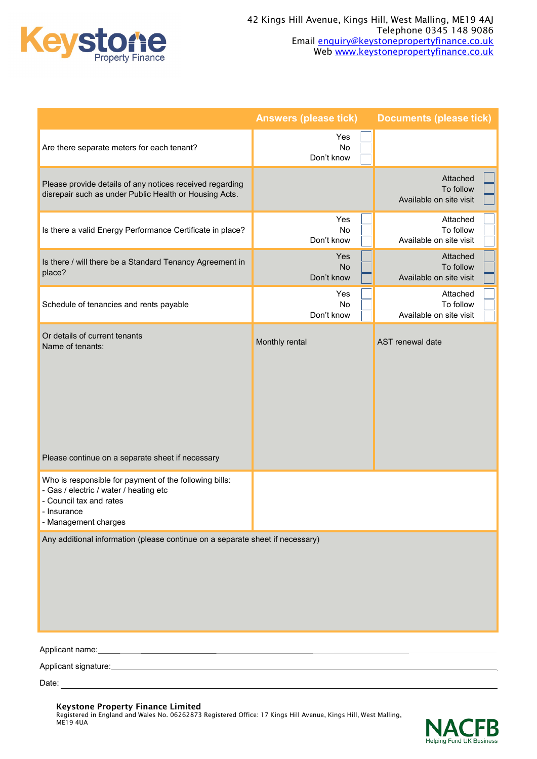**Keystone** Property Finance

42 Kings Hill Avenue, Kings Hill, West Malling, ME19 4AJ
Telephone 0345 148 9086
Email enquiry@keystonepropertyfinance.co.uk
Web www.keystonepropertyfinance.co.uk

| | Answers (please tick) | Documents (please tick) |
|---|---|---|
| Are there separate meters for each tenant? | Yes ☐<br>No ☐<br>Don't know ☐ | |
| Please provide details of any notices received regarding disrepair such as under Public Health or Housing Acts. | | Attached ☐<br>To follow ☐<br>Available on site visit ☐ |
| Is there a valid Energy Performance Certificate in place? | Yes ☐<br>No ☐<br>Don't know ☐ | Attached ☐<br>To follow ☐<br>Available on site visit ☐ |
| Is there / will there be a Standard Tenancy Agreement in place? | Yes ☐<br>No ☐<br>Don't know ☐ | Attached ☐<br>To follow ☐<br>Available on site visit ☐ |
| Schedule of tenancies and rents payable | Yes ☐<br>No ☐<br>Don't know ☐ | Attached ☐<br>To follow ☐<br>Available on site visit ☐ |
| Or details of current tenants<br>Name of tenants:<br><br>Please continue on a separate sheet if necessary | Monthly rental | AST renewal date |
| Who is responsible for payment of the following bills:<br>- Gas / electric / water / heating etc<br>- Council tax and rates<br>- Insurance<br>- Management charges | | |
| Any additional information (please continue on a separate sheet if necessary) | | |

Applicant name: ______________________________

Applicant signature: ______________________________

Date: ______________________________

**Keystone Property Finance Limited**
Registered in England and Wales No. 06262873 Registered Office: 17 Kings Hill Avenue, Kings Hill, West Malling, ME19 4UA

NACFB
Helping Fund UK Business